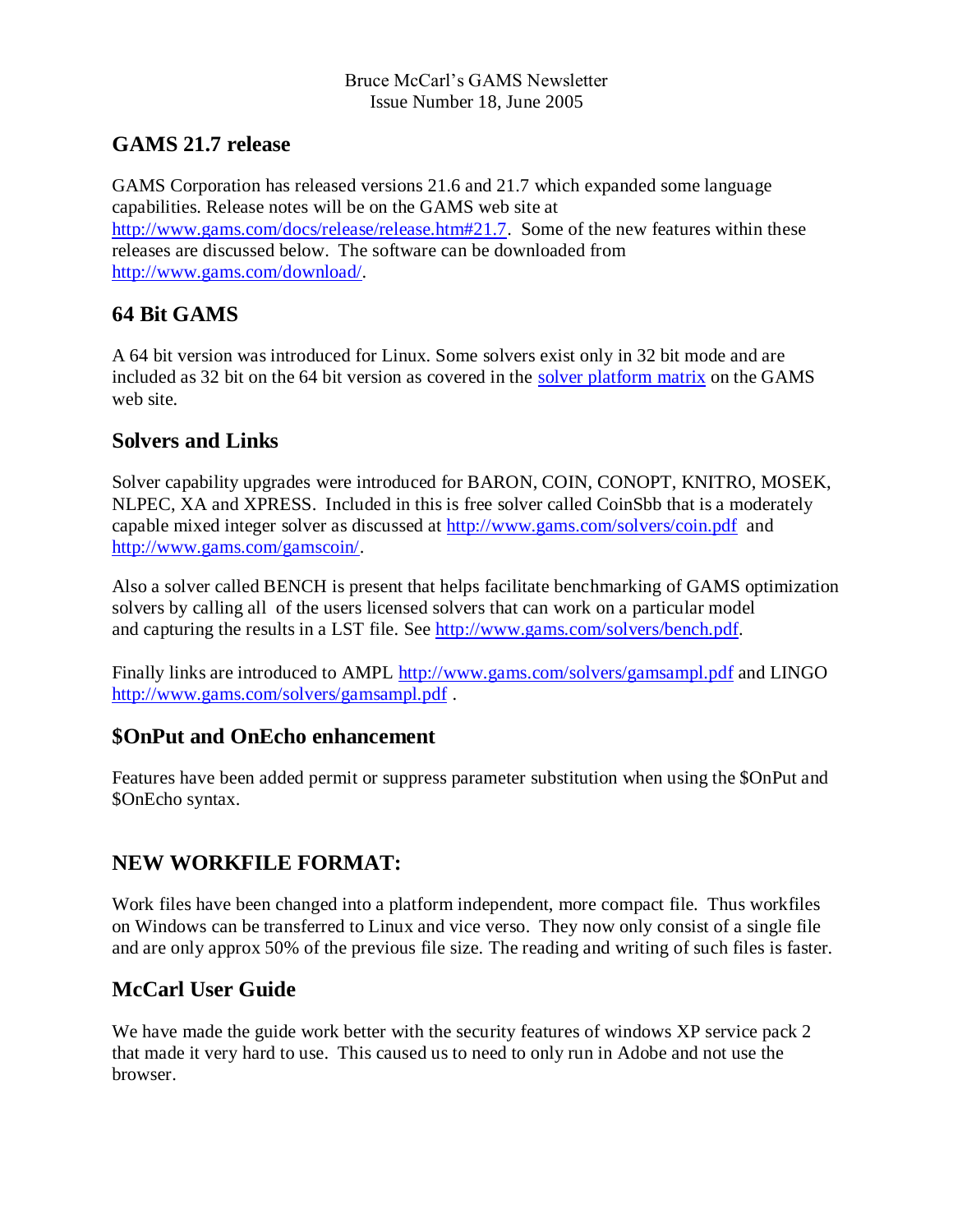Bruce McCarl's GAMS Newsletter
Issue Number 18, June 2005

## GAMS 21.7 release

GAMS Corporation has released versions 21.6 and 21.7 which expanded some language capabilities. Release notes will be on the GAMS web site at http://www.gams.com/docs/release/release.htm#21.7. Some of the new features within these releases are discussed below. The software can be downloaded from http://www.gams.com/download/.

## 64 Bit GAMS

A 64 bit version was introduced for Linux. Some solvers exist only in 32 bit mode and are included as 32 bit on the 64 bit version as covered in the solver platform matrix on the GAMS web site.

## Solvers and Links

Solver capability upgrades were introduced for BARON, COIN, CONOPT, KNITRO, MOSEK, NLPEC, XA and XPRESS. Included in this is free solver called CoinSbb that is a moderately capable mixed integer solver as discussed at http://www.gams.com/solvers/coin.pdf and http://www.gams.com/gamscoin/.

Also a solver called BENCH is present that helps facilitate benchmarking of GAMS optimization solvers by calling all of the users licensed solvers that can work on a particular model and capturing the results in a LST file. See http://www.gams.com/solvers/bench.pdf.

Finally links are introduced to AMPL http://www.gams.com/solvers/gamsampl.pdf and LINGO http://www.gams.com/solvers/gamsampl.pdf .

## $OnPut and OnEcho enhancement

Features have been added permit or suppress parameter substitution when using the $OnPut and $OnEcho syntax.

## NEW WORKFILE FORMAT:

Work files have been changed into a platform independent, more compact file. Thus workfiles on Windows can be transferred to Linux and vice verso. They now only consist of a single file and are only approx 50% of the previous file size. The reading and writing of such files is faster.

## McCarl User Guide

We have made the guide work better with the security features of windows XP service pack 2 that made it very hard to use. This caused us to need to only run in Adobe and not use the browser.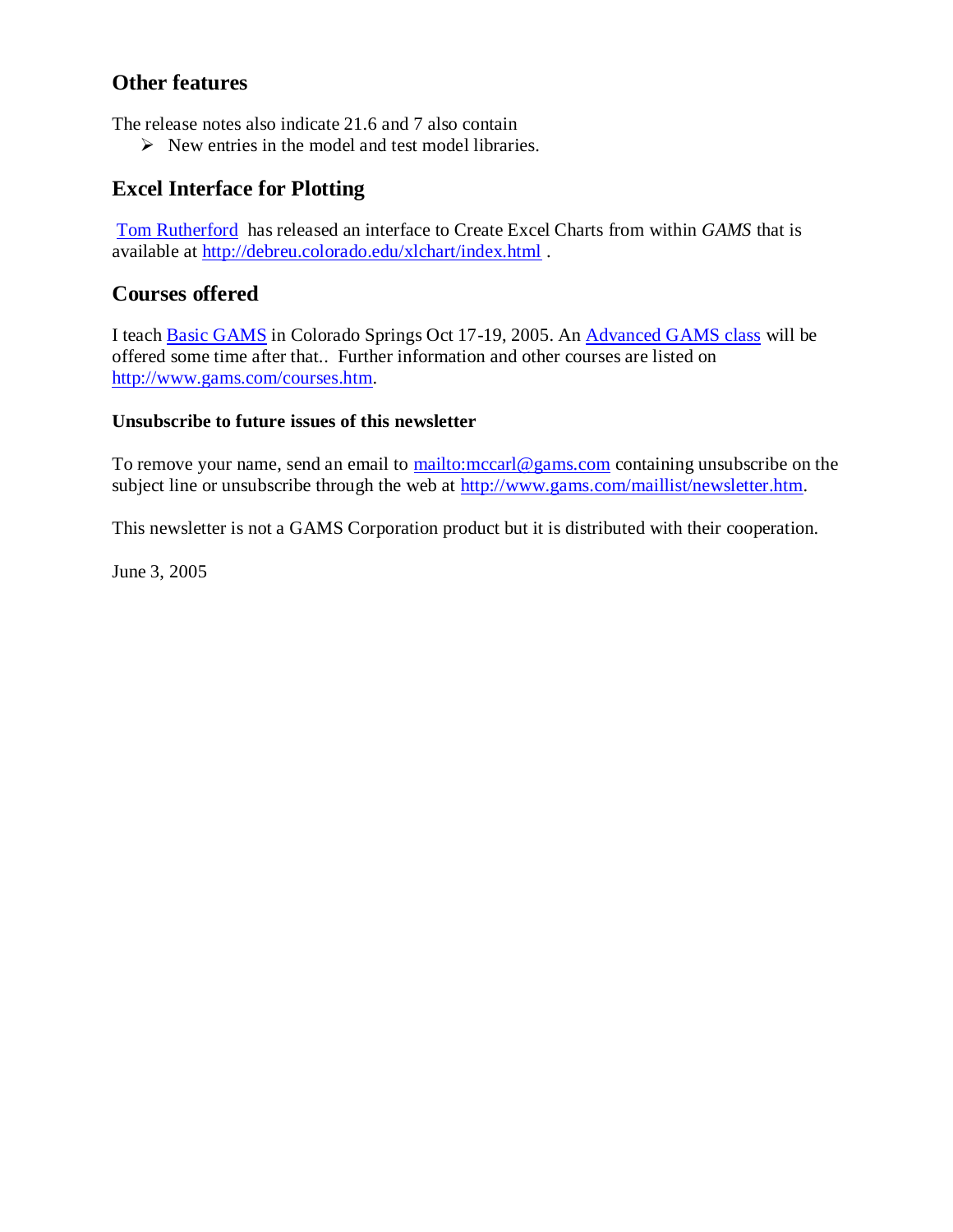## Other features

The release notes also indicate 21.6 and 7 also contain

- New entries in the model and test model libraries.

## Excel Interface for Plotting

Tom Rutherford has released an interface to Create Excel Charts from within *GAMS* that is available at http://debreu.colorado.edu/xlchart/index.html .

## Courses offered

I teach Basic GAMS in Colorado Springs Oct 17-19, 2005. An Advanced GAMS class will be offered some time after that.. Further information and other courses are listed on http://www.gams.com/courses.htm.

### Unsubscribe to future issues of this newsletter

To remove your name, send an email to mailto:mccarl@gams.com containing unsubscribe on the subject line or unsubscribe through the web at http://www.gams.com/maillist/newsletter.htm.

This newsletter is not a GAMS Corporation product but it is distributed with their cooperation.

June 3, 2005